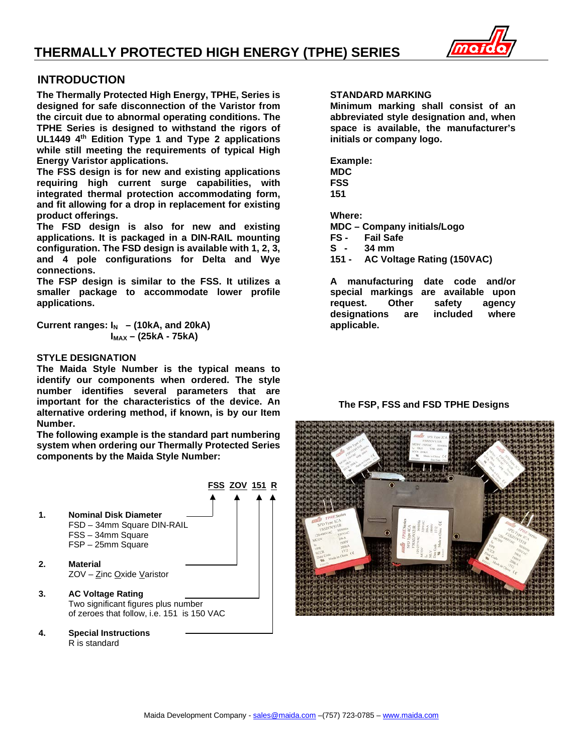# THERMALLY PROTECTED HIGH ENERGY (TPHE) SERIES

## INTRODUCTION

**The Thermally Protected High Energy, TPHE, Series is designed for safe disconnection of the Varistor from the circuit due to abnormal operating conditions. The TPHE Series is designed to withstand the rigors of UL1449 4th Edition Type 1 and Type 2 applications while still meeting the requirements of typical High Energy Varistor applications.**

**The FSS design is for new and existing applications requiring high current surge capabilities, with integrated thermal protection accommodating form, and fit allowing for a drop in replacement for existing product offerings.**

**The FSD design is also for new and existing applications. It is packaged in a DIN-RAIL mounting configuration. The FSD design is available with 1, 2, 3, and 4 pole configurations for Delta and Wye connections.**

**The FSP design is similar to the FSS. It utilizes a smaller package to accommodate lower profile applications.**

**Current ranges: $I_N$ – (10kA, and 20kA)**
**$I_{MAX}$ – (25kA - 75kA)**

## STYLE DESIGNATION

**The Maida Style Number is the typical means to identify our components when ordered. The style number identifies several parameters that are important for the characteristics of the device. An alternative ordering method, if known, is by our Item Number.**

**The following example is the standard part numbering system when ordering our Thermally Protected Series components by the Maida Style Number:**

**FSS ZOV 151 R**

1. **Nominal Disk Diameter**
   FSD – 34mm Square DIN-RAIL
   FSS – 34mm Square
   FSP – 25mm Square

2. **Material**
   ZOV – Zinc Oxide Varistor

3. **AC Voltage Rating**
   Two significant figures plus number of zeroes that follow, i.e. 151 is 150 VAC

4. **Special Instructions**
   R is standard

## STANDARD MARKING

**Minimum marking shall consist of an abbreviated style designation and, when space is available, the manufacturer's initials or company logo.**

**Example:**
**MDC**
**FSS**
**151**

**Where:**
**MDC – Company initials/Logo**
**FS - Fail Safe**
**S - 34 mm**
**151 - AC Voltage Rating (150VAC)**

**A manufacturing date code and/or special markings are available upon request. Other safety agency designations are included where applicable.**

**The FSP, FSS and FSD TPHE Designs**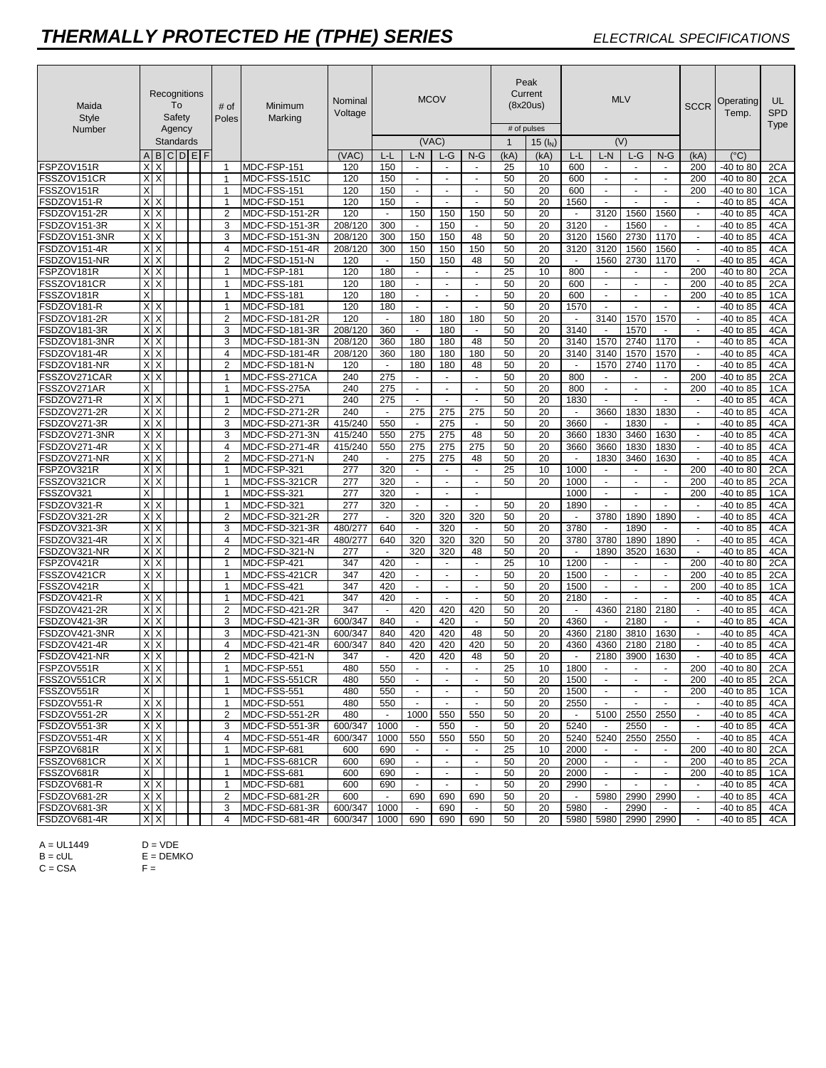# *THERMALLY PROTECTED HE (TPHE) SERIES*

*ELECTRICAL SPECIFICATIONS*

| Maida Style Number | Recognitions To Safety Agency Standards | | | | | | # of Poles | Minimum Marking | Nominal Voltage | MCOV | | | | Peak Current (8x20us) | | MLV | | | | SCCR | Operating Temp. | UL SPD Type |
|---|---|---|---|---|---|---|---|---|---|---|---|---|---|---|---|---|---|---|---|---|---|---|
| | | | | | | | | | | (VAC) | | | | # of pulses | | (V) | | | | | | |
| | A | B | C | D | E | F | | | (VAC) | L-L | L-N | L-G | N-G | 1 (kA) | 15 ($I_N$) (kA) | L-L | L-N | L-G | N-G | (kA) | (°C) | |
| FSPZOV151R | X | X | | | | | 1 | MDC-FSP-151 | 120 | 150 | - | - | - | 25 | 10 | 600 | - | - | - | 200 | -40 to 80 | 2CA |
| FSSZOV151CR | X | X | | | | | 1 | MDC-FSS-151C | 120 | 150 | - | - | - | 50 | 20 | 600 | - | - | - | 200 | -40 to 80 | 2CA |
| FSSZOV151R | X | | | | | | 1 | MDC-FSS-151 | 120 | 150 | - | - | - | 50 | 20 | 600 | - | - | - | 200 | -40 to 80 | 1CA |
| FSDZOV151-R | X | X | | | | | 1 | MDC-FSD-151 | 120 | 150 | - | - | - | 50 | 20 | 1560 | - | - | - | - | -40 to 85 | 4CA |
| FSDZOV151-2R | X | X | | | | | 2 | MDC-FSD-151-2R | 120 | - | 150 | 150 | 150 | 50 | 20 | - | 3120 | 1560 | 1560 | - | -40 to 85 | 4CA |
| FSDZOV151-3R | X | X | | | | | 3 | MDC-FSD-151-3R | 208/120 | 300 | - | 150 | - | 50 | 20 | 3120 | - | 1560 | - | - | -40 to 85 | 4CA |
| FSDZOV151-3NR | X | X | | | | | 3 | MDC-FSD-151-3N | 208/120 | 300 | 150 | 150 | 48 | 50 | 20 | 3120 | 1560 | 2730 | 1170 | - | -40 to 85 | 4CA |
| FSDZOV151-4R | X | X | | | | | 4 | MDC-FSD-151-4R | 208/120 | 300 | 150 | 150 | 150 | 50 | 20 | 3120 | 3120 | 1560 | 1560 | - | -40 to 85 | 4CA |
| FSDZOV151-NR | X | X | | | | | 2 | MDC-FSD-151-N | 120 | - | 150 | 150 | 48 | 50 | 20 | - | 1560 | 2730 | 1170 | - | -40 to 85 | 4CA |
| FSPZOV181R | X | X | | | | | 1 | MDC-FSP-181 | 120 | 180 | - | - | - | 25 | 10 | 800 | - | - | - | 200 | -40 to 80 | 2CA |
| FSSZOV181CR | X | X | | | | | 1 | MDC-FSS-181 | 120 | 180 | - | - | - | 50 | 20 | 600 | - | - | - | 200 | -40 to 85 | 2CA |
| FSSZOV181R | X | | | | | | 1 | MDC-FSS-181 | 120 | 180 | - | - | - | 50 | 20 | 600 | - | - | - | 200 | -40 to 85 | 1CA |
| FSDZOV181-R | X | X | | | | | 1 | MDC-FSD-181 | 120 | 180 | - | - | - | 50 | 20 | 1570 | - | - | - | - | -40 to 85 | 4CA |
| FSDZOV181-2R | X | X | | | | | 2 | MDC-FSD-181-2R | 120 | - | 180 | 180 | 180 | 50 | 20 | - | 3140 | 1570 | 1570 | - | -40 to 85 | 4CA |
| FSDZOV181-3R | X | X | | | | | 3 | MDC-FSD-181-3R | 208/120 | 360 | - | 180 | - | 50 | 20 | 3140 | - | 1570 | - | - | -40 to 85 | 4CA |
| FSDZOV181-3NR | X | X | | | | | 3 | MDC-FSD-181-3N | 208/120 | 360 | 180 | 180 | 48 | 50 | 20 | 3140 | 1570 | 2740 | 1170 | - | -40 to 85 | 4CA |
| FSDZOV181-4R | X | X | | | | | 4 | MDC-FSD-181-4R | 208/120 | 360 | 180 | 180 | 180 | 50 | 20 | 3140 | 3140 | 1570 | 1570 | - | -40 to 85 | 4CA |
| FSDZOV181-NR | X | X | | | | | 2 | MDC-FSD-181-N | 120 | - | 180 | 180 | 48 | 50 | 20 | - | 1570 | 2740 | 1170 | - | -40 to 85 | 4CA |
| FSSZOV271CAR | X | X | | | | | 1 | MDC-FSS-271CA | 240 | 275 | - | - | - | 50 | 20 | 800 | - | - | - | 200 | -40 to 85 | 2CA |
| FSSZOV271AR | X | | | | | | 1 | MDC-FSS-275A | 240 | 275 | - | - | - | 50 | 20 | 800 | - | - | - | 200 | -40 to 85 | 1CA |
| FSDZOV271-R | X | X | | | | | 1 | MDC-FSD-271 | 240 | 275 | - | - | - | 50 | 20 | 1830 | - | - | - | - | -40 to 85 | 4CA |
| FSDZOV271-2R | X | X | | | | | 2 | MDC-FSD-271-2R | 240 | - | 275 | 275 | 275 | 50 | 20 | - | 3660 | 1830 | 1830 | - | -40 to 85 | 4CA |
| FSDZOV271-3R | X | X | | | | | 3 | MDC-FSD-271-3R | 415/240 | 550 | - | 275 | - | 50 | 20 | 3660 | - | 1830 | - | - | -40 to 85 | 4CA |
| FSDZOV271-3NR | X | X | | | | | 3 | MDC-FSD-271-3N | 415/240 | 550 | 275 | 275 | 48 | 50 | 20 | 3660 | 1830 | 3460 | 1630 | - | -40 to 85 | 4CA |
| FSDZOV271-4R | X | X | | | | | 4 | MDC-FSD-271-4R | 415/240 | 550 | 275 | 275 | 275 | 50 | 20 | 3660 | 3660 | 1830 | 1830 | - | -40 to 85 | 4CA |
| FSDZOV271-NR | X | X | | | | | 2 | MDC-FSD-271-N | 240 | - | 275 | 275 | 48 | 50 | 20 | - | 1830 | 3460 | 1630 | - | -40 to 85 | 4CA |
| FSPZOV321R | X | X | | | | | 1 | MDC-FSP-321 | 277 | 320 | - | - | - | 25 | 10 | 1000 | - | - | - | 200 | -40 to 80 | 2CA |
| FSSZOV321CR | X | X | | | | | 1 | MDC-FSS-321CR | 277 | 320 | - | - | - | 50 | 20 | 1000 | - | - | - | 200 | -40 to 85 | 2CA |
| FSSZOV321 | X | | | | | | 1 | MDC-FSS-321 | 277 | 320 | - | - | - | | | 1000 | - | - | - | 200 | -40 to 85 | 1CA |
| FSDZOV321-R | X | X | | | | | 1 | MDC-FSD-321 | 277 | 320 | - | - | - | 50 | 20 | 1890 | - | - | - | - | -40 to 85 | 4CA |
| FSDZOV321-2R | X | X | | | | | 2 | MDC-FSD-321-2R | 277 | - | 320 | 320 | 320 | 50 | 20 | - | 3780 | 1890 | 1890 | - | -40 to 85 | 4CA |
| FSDZOV321-3R | X | X | | | | | 3 | MDC-FSD-321-3R | 480/277 | 640 | - | 320 | - | 50 | 20 | 3780 | - | 1890 | - | - | -40 to 85 | 4CA |
| FSDZOV321-4R | X | X | | | | | 4 | MDC-FSD-321-4R | 480/277 | 640 | 320 | 320 | 320 | 50 | 20 | 3780 | 3780 | 1890 | 1890 | - | -40 to 85 | 4CA |
| FSDZOV321-NR | X | X | | | | | 2 | MDC-FSD-321-N | 277 | - | 320 | 320 | 48 | 50 | 20 | - | 1890 | 3520 | 1630 | - | -40 to 85 | 4CA |
| FSPZOV421R | X | X | | | | | 1 | MDC-FSP-421 | 347 | 420 | - | - | - | 25 | 10 | 1200 | - | - | - | 200 | -40 to 80 | 2CA |
| FSSZOV421CR | X | X | | | | | 1 | MDC-FSS-421CR | 347 | 420 | - | - | - | 50 | 20 | 1500 | - | - | - | 200 | -40 to 85 | 2CA |
| FSSZOV421R | X | | | | | | 1 | MDC-FSS-421 | 347 | 420 | - | - | - | 50 | 20 | 1500 | - | - | - | 200 | -40 to 85 | 1CA |
| FSDZOV421-R | X | X | | | | | 1 | MDC-FSD-421 | 347 | 420 | - | - | - | 50 | 20 | 2180 | - | - | - | - | -40 to 85 | 4CA |
| FSDZOV421-2R | X | X | | | | | 2 | MDC-FSD-421-2R | 347 | - | 420 | 420 | 420 | 50 | 20 | - | 4360 | 2180 | 2180 | - | -40 to 85 | 4CA |
| FSDZOV421-3R | X | X | | | | | 3 | MDC-FSD-421-3R | 600/347 | 840 | - | 420 | - | 50 | 20 | 4360 | - | 2180 | - | - | -40 to 85 | 4CA |
| FSDZOV421-3NR | X | X | | | | | 3 | MDC-FSD-421-3N | 600/347 | 840 | 420 | 420 | 48 | 50 | 20 | 4360 | 2180 | 3810 | 1630 | - | -40 to 85 | 4CA |
| FSDZOV421-4R | X | X | | | | | 4 | MDC-FSD-421-4R | 600/347 | 840 | 420 | 420 | 420 | 50 | 20 | 4360 | 4360 | 2180 | 2180 | - | -40 to 85 | 4CA |
| FSDZOV421-NR | X | X | | | | | 2 | MDC-FSD-421-N | 347 | - | 420 | 420 | 48 | 50 | 20 | - | 2180 | 3900 | 1630 | - | -40 to 85 | 4CA |
| FSPZOV551R | X | X | | | | | 1 | MDC-FSP-551 | 480 | 550 | - | - | - | 25 | 10 | 1800 | - | - | - | 200 | -40 to 80 | 2CA |
| FSSZOV551CR | X | X | | | | | 1 | MDC-FSS-551CR | 480 | 550 | - | - | - | 50 | 20 | 1500 | - | - | - | 200 | -40 to 85 | 2CA |
| FSSZOV551R | X | | | | | | 1 | MDC-FSS-551 | 480 | 550 | - | - | - | 50 | 20 | 1500 | - | - | - | 200 | -40 to 85 | 1CA |
| FSDZOV551-R | X | X | | | | | 1 | MDC-FSD-551 | 480 | 550 | - | - | - | 50 | 20 | 2550 | - | - | - | - | -40 to 85 | 4CA |
| FSDZOV551-2R | X | X | | | | | 2 | MDC-FSD-551-2R | 480 | - | 1000 | 550 | 550 | 50 | 20 | - | 5100 | 2550 | 2550 | - | -40 to 85 | 4CA |
| FSDZOV551-3R | X | X | | | | | 3 | MDC-FSD-551-3R | 600/347 | 1000 | - | 550 | - | 50 | 20 | 5240 | - | 2550 | - | - | -40 to 85 | 4CA |
| FSDZOV551-4R | X | X | | | | | 4 | MDC-FSD-551-4R | 600/347 | 1000 | 550 | 550 | 550 | 50 | 20 | 5240 | 5240 | 2550 | 2550 | - | -40 to 85 | 4CA |
| FSPZOV681R | X | X | | | | | 1 | MDC-FSP-681 | 600 | 690 | - | - | - | 25 | 10 | 2000 | - | - | - | 200 | -40 to 80 | 2CA |
| FSSZOV681CR | X | X | | | | | 1 | MDC-FSS-681CR | 600 | 690 | - | - | - | 50 | 20 | 2000 | - | - | - | 200 | -40 to 85 | 2CA |
| FSSZOV681R | X | | | | | | 1 | MDC-FSS-681 | 600 | 690 | - | - | - | 50 | 20 | 2000 | - | - | - | 200 | -40 to 85 | 1CA |
| FSDZOV681-R | X | X | | | | | 1 | MDC-FSD-681 | 600 | 690 | - | - | - | 50 | 20 | 2990 | - | - | - | - | -40 to 85 | 4CA |
| FSDZOV681-2R | X | X | | | | | 2 | MDC-FSD-681-2R | 600 | - | 690 | 690 | 690 | 50 | 20 | - | 5980 | 2990 | 2990 | - | -40 to 85 | 4CA |
| FSDZOV681-3R | X | X | | | | | 3 | MDC-FSD-681-3R | 600/347 | 1000 | - | 690 | - | 50 | 20 | 5980 | - | 2990 | - | - | -40 to 85 | 4CA |
| FSDZOV681-4R | X | X | | | | | 4 | MDC-FSD-681-4R | 600/347 | 1000 | 690 | 690 | 690 | 50 | 20 | 5980 | 5980 | 2990 | 2990 | - | -40 to 85 | 4CA |

A = UL1449 D = VDE
B = cUL E = DEMKO
C = CSA F =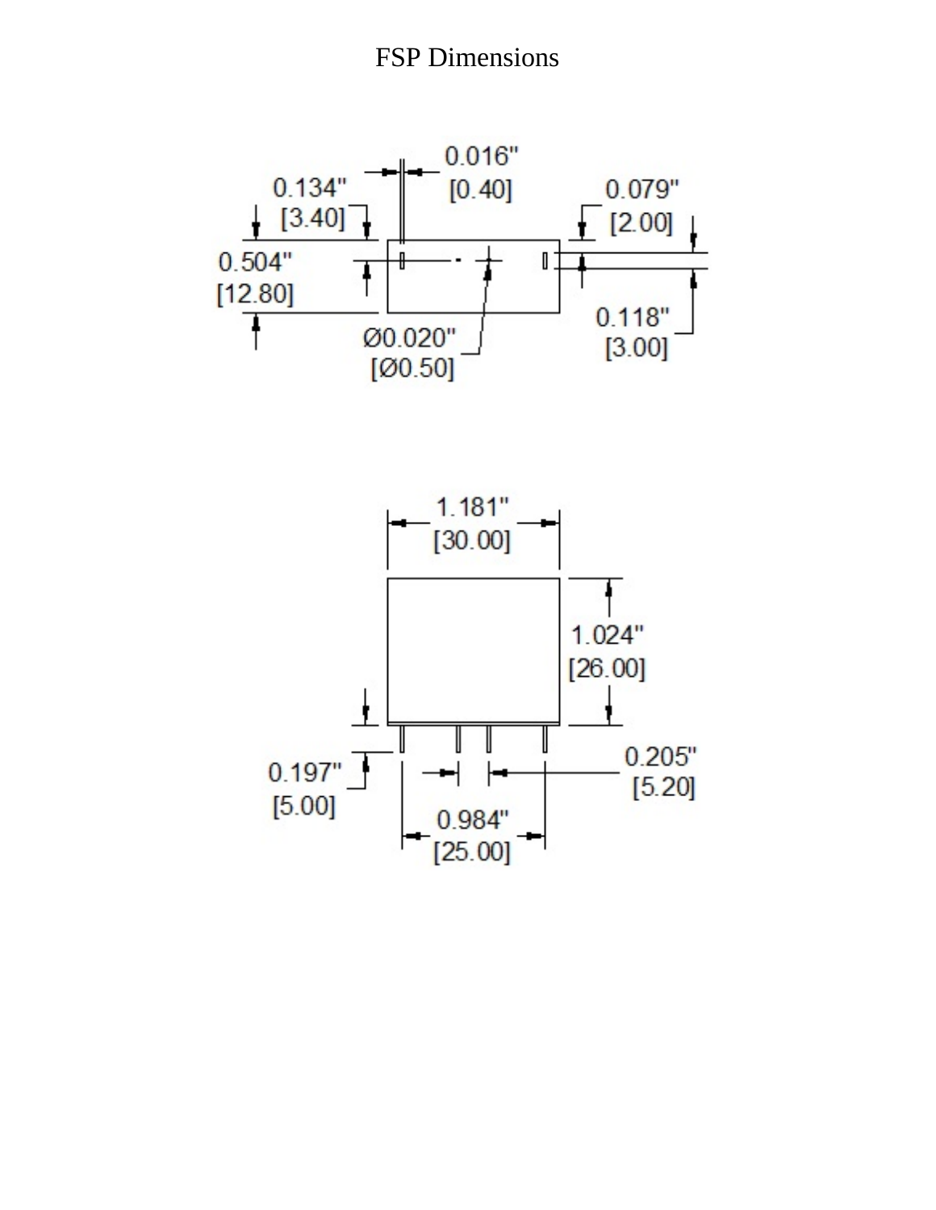# FSP Dimensions

0.016" [0.40]

0.134" [3.40]

0.079" [2.00]

0.504" [12.80]

Ø0.020" [Ø0.50]

0.118" [3.00]

1.181" [30.00]

1.024" [26.00]

0.197" [5.00]

0.205" [5.20]

0.984" [25.00]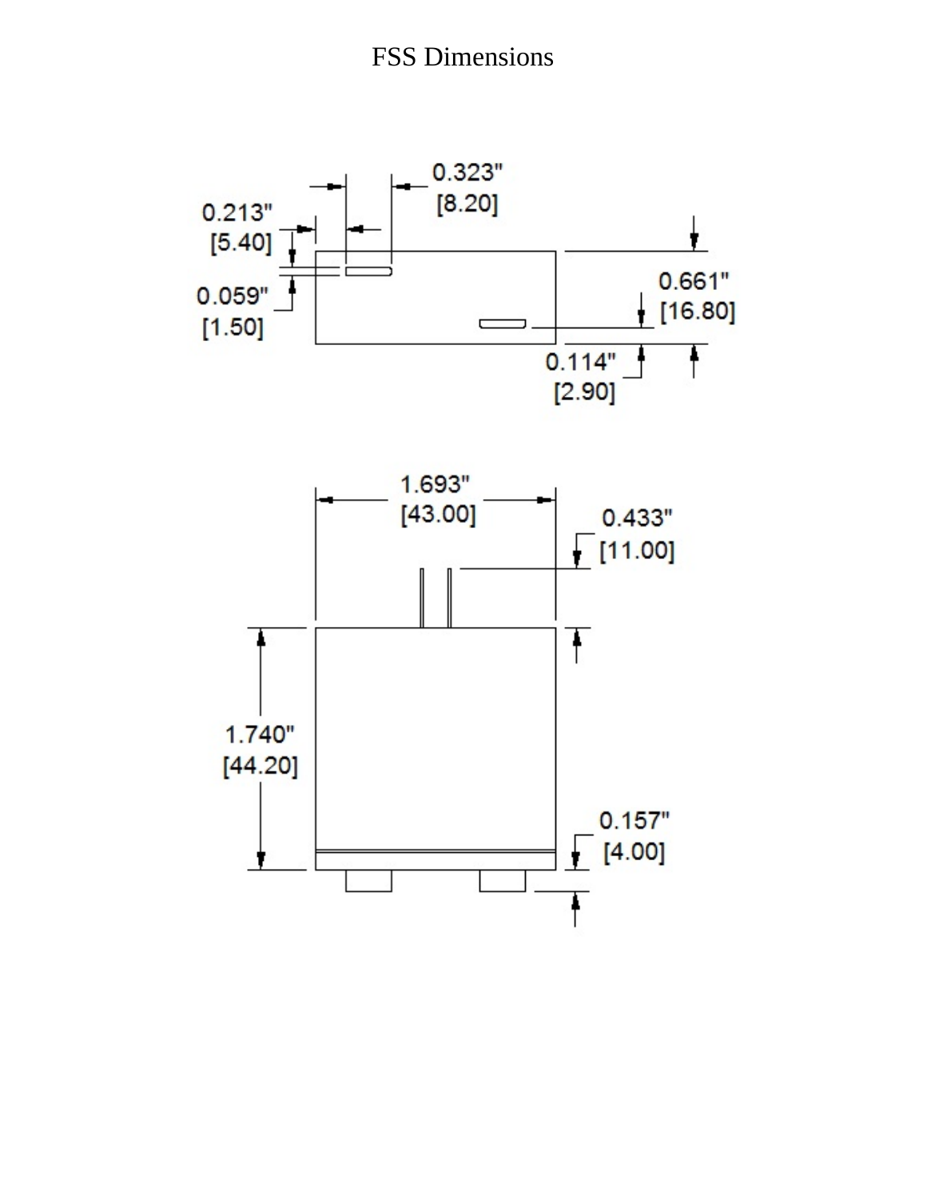# FSS Dimensions

0.323"
[8.20]

0.213"
[5.40]

0.059"
[1.50]

0.661"
[16.80]

0.114"
[2.90]

1.693"
[43.00]

0.433"
[11.00]

1.740"
[44.20]

0.157"
[4.00]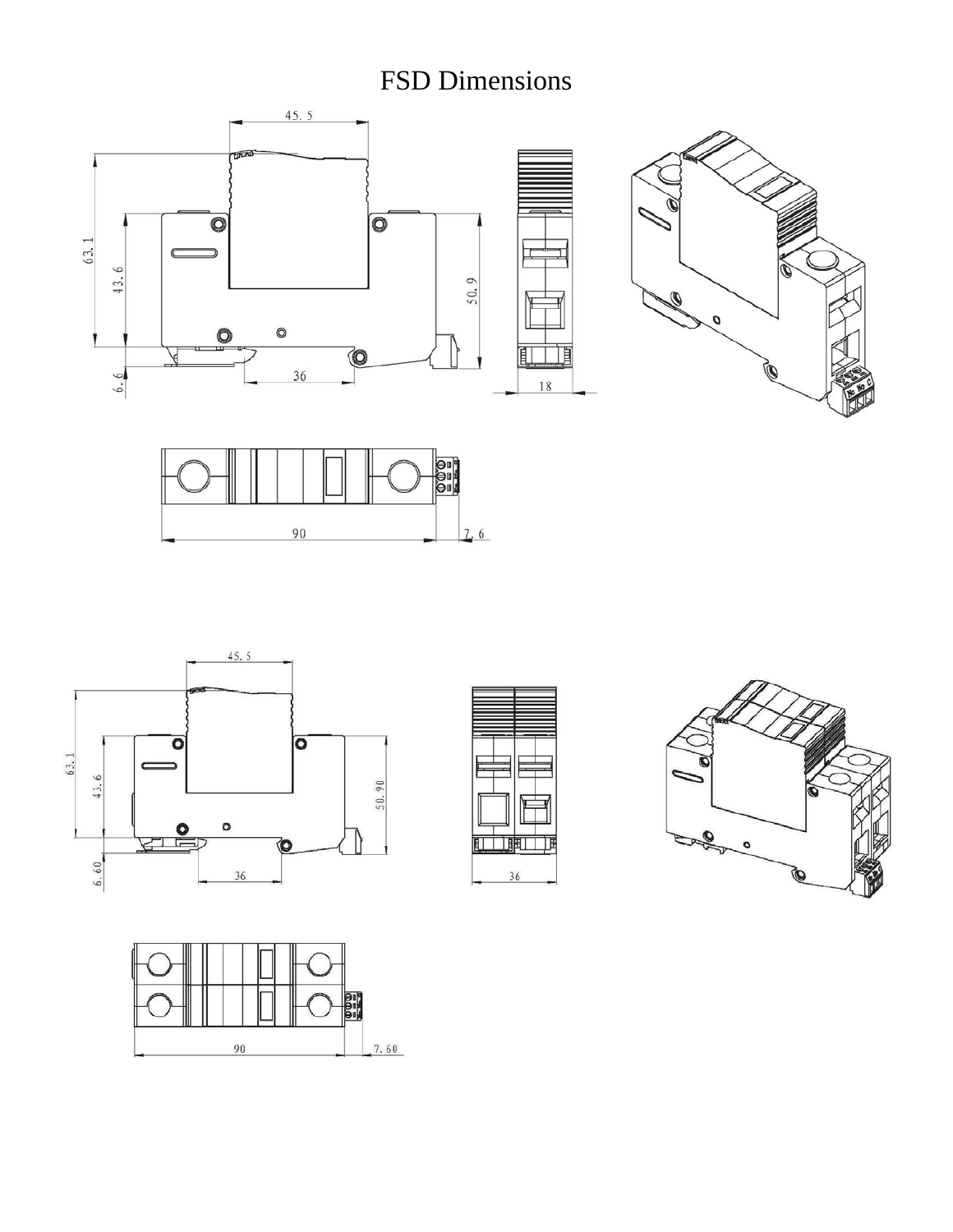# FSD Dimensions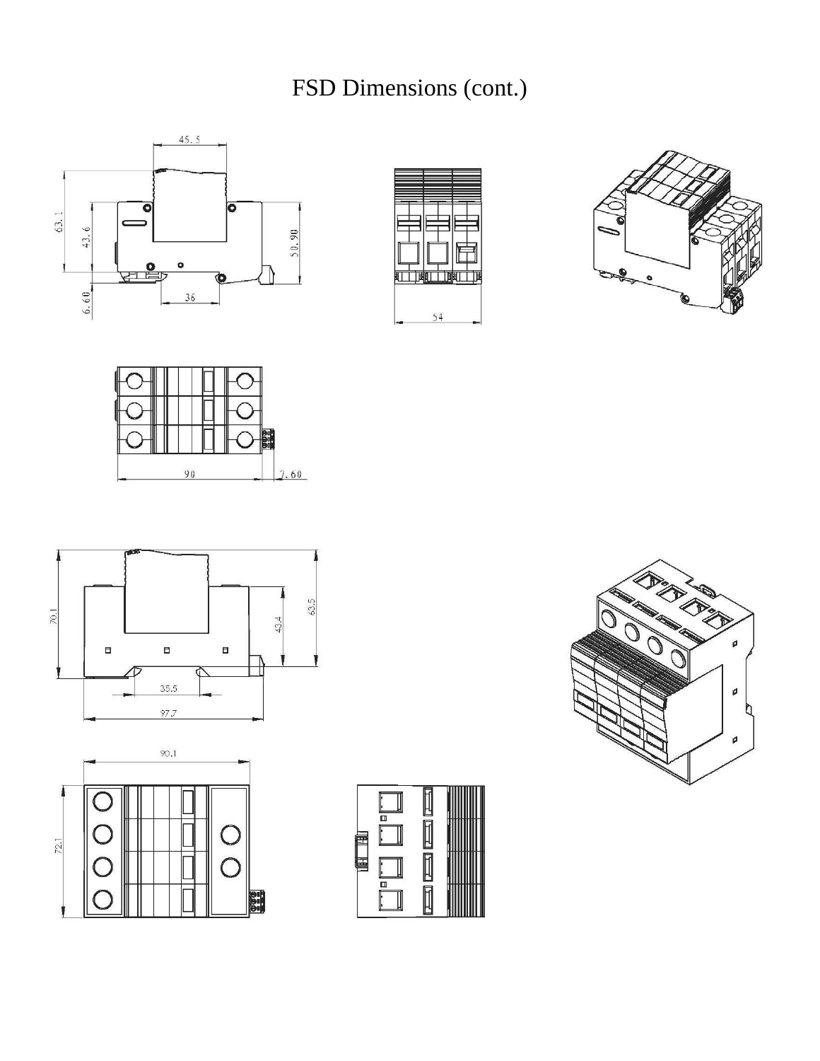# FSD Dimensions (cont.)

45.5

63.1

43.6

50.90

6.60

36

54

90

7.60

70.1

43.4

63.5

35.5

97.7

90.1

72.1